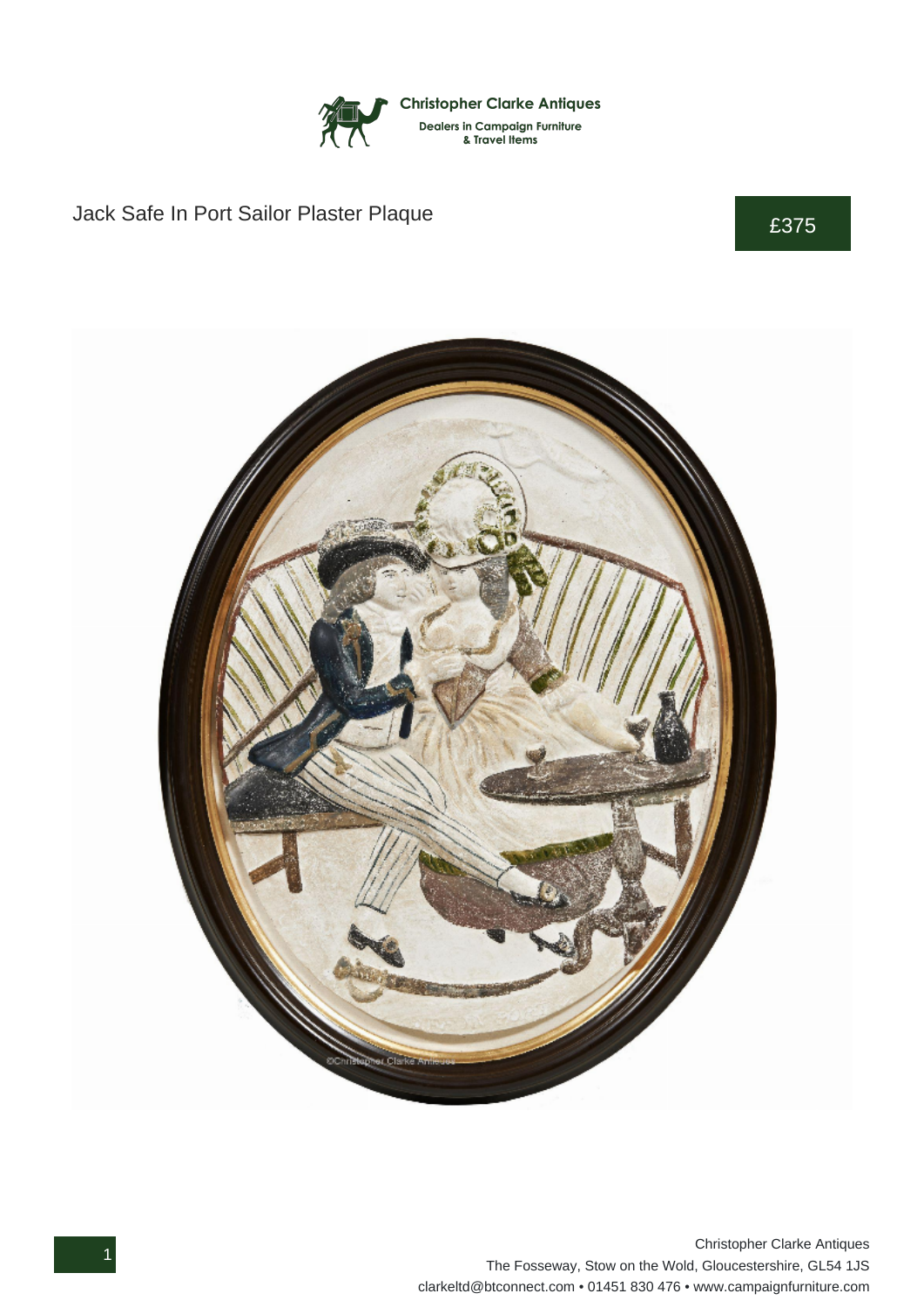**Christopher Clarke Antiques**
Dealers in Campaign Furniture
& Travel Items

# Jack Safe In Port Sailor Plaster Plaque

£375

Christopher Clarke Antiques
The Fosseway, Stow on the Wold, Gloucestershire, GL54 1JS
clarkeltd@btconnect.com • 01451 830 476 • www.campaignfurniture.com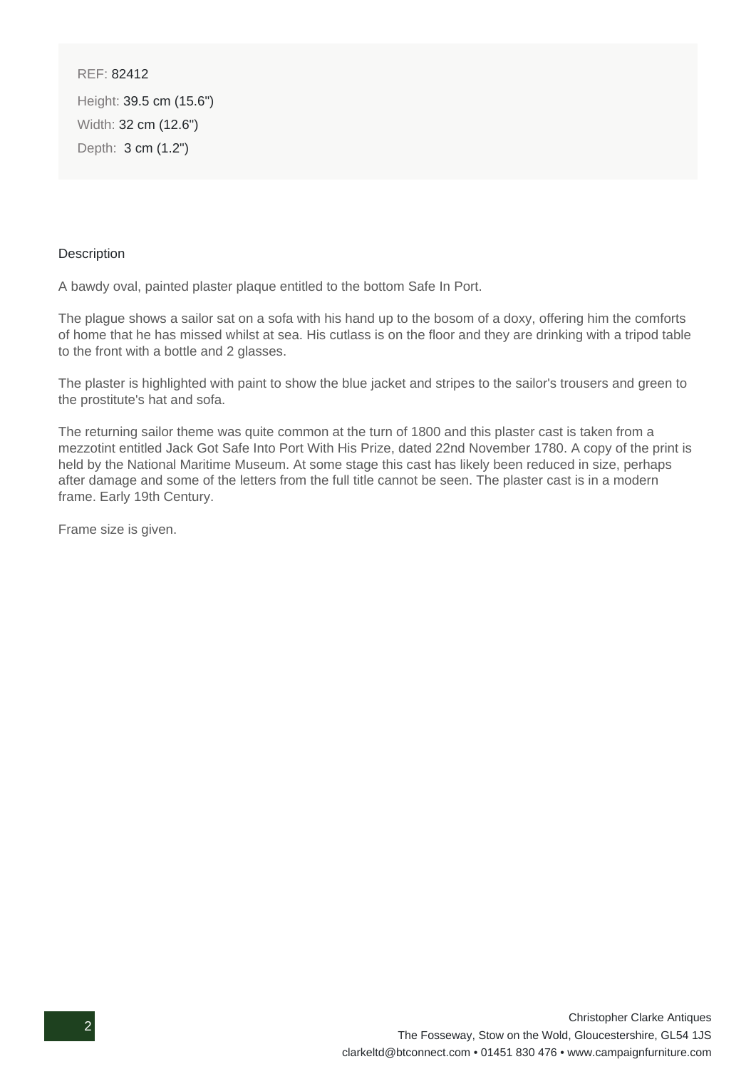REF: 82412

Height: 39.5 cm (15.6")

Width: 32 cm (12.6")

Depth: 3 cm (1.2")

Description

A bawdy oval, painted plaster plaque entitled to the bottom Safe In Port.

The plague shows a sailor sat on a sofa with his hand up to the bosom of a doxy, offering him the comforts of home that he has missed whilst at sea. His cutlass is on the floor and they are drinking with a tripod table to the front with a bottle and 2 glasses.

The plaster is highlighted with paint to show the blue jacket and stripes to the sailor's trousers and green to the prostitute's hat and sofa.

The returning sailor theme was quite common at the turn of 1800 and this plaster cast is taken from a mezzotint entitled Jack Got Safe Into Port With His Prize, dated 22nd November 1780. A copy of the print is held by the National Maritime Museum. At some stage this cast has likely been reduced in size, perhaps after damage and some of the letters from the full title cannot be seen. The plaster cast is in a modern frame. Early 19th Century.

Frame size is given.

Christopher Clarke Antiques
The Fosseway, Stow on the Wold, Gloucestershire, GL54 1JS
clarkeltd@btconnect.com • 01451 830 476 • www.campaignfurniture.com